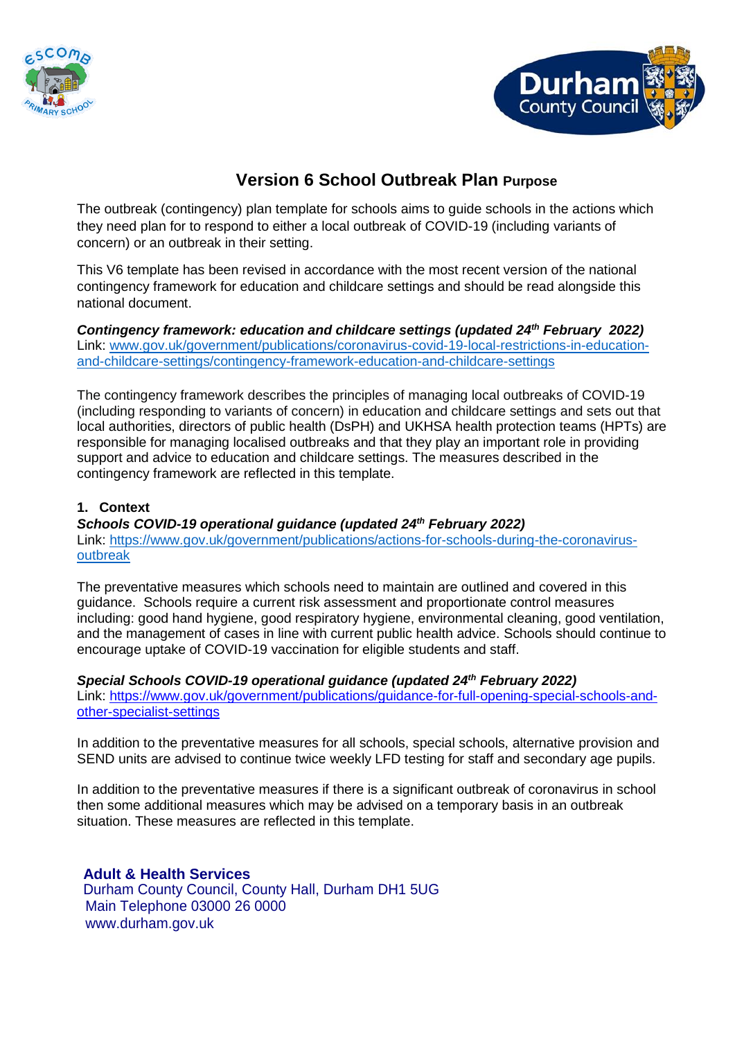# Version 6 School Outbreak Plan Purpose

The outbreak (contingency) plan template for schools aims to guide schools in the actions which they need plan for to respond to either a local outbreak of COVID-19 (including variants of concern) or an outbreak in their setting.

This V6 template has been revised in accordance with the most recent version of the national contingency framework for education and childcare settings and should be read alongside this national document.

***Contingency framework: education and childcare settings (updated 24th February 2022)***
Link: [www.gov.uk/government/publications/coronavirus-covid-19-local-restrictions-in-education-and-childcare-settings/contingency-framework-education-and-childcare-settings](www.gov.uk/government/publications/coronavirus-covid-19-local-restrictions-in-education-and-childcare-settings/contingency-framework-education-and-childcare-settings)

The contingency framework describes the principles of managing local outbreaks of COVID-19 (including responding to variants of concern) in education and childcare settings and sets out that local authorities, directors of public health (DsPH) and UKHSA health protection teams (HPTs) are responsible for managing localised outbreaks and that they play an important role in providing support and advice to education and childcare settings. The measures described in the contingency framework are reflected in this template.

## 1. Context

***Schools COVID-19 operational guidance (updated 24th February 2022)***
Link: [https://www.gov.uk/government/publications/actions-for-schools-during-the-coronavirus-outbreak](https://www.gov.uk/government/publications/actions-for-schools-during-the-coronavirus-outbreak)

The preventative measures which schools need to maintain are outlined and covered in this guidance. Schools require a current risk assessment and proportionate control measures including: good hand hygiene, good respiratory hygiene, environmental cleaning, good ventilation, and the management of cases in line with current public health advice. Schools should continue to encourage uptake of COVID-19 vaccination for eligible students and staff.

***Special Schools COVID-19 operational guidance (updated 24th February 2022)***
Link: [https://www.gov.uk/government/publications/guidance-for-full-opening-special-schools-and-other-specialist-settings](https://www.gov.uk/government/publications/guidance-for-full-opening-special-schools-and-other-specialist-settings)

In addition to the preventative measures for all schools, special schools, alternative provision and SEND units are advised to continue twice weekly LFD testing for staff and secondary age pupils.

In addition to the preventative measures if there is a significant outbreak of coronavirus in school then some additional measures which may be advised on a temporary basis in an outbreak situation. These measures are reflected in this template.

**Adult & Health Services**
Durham County Council, County Hall, Durham DH1 5UG
Main Telephone 03000 26 0000
www.durham.gov.uk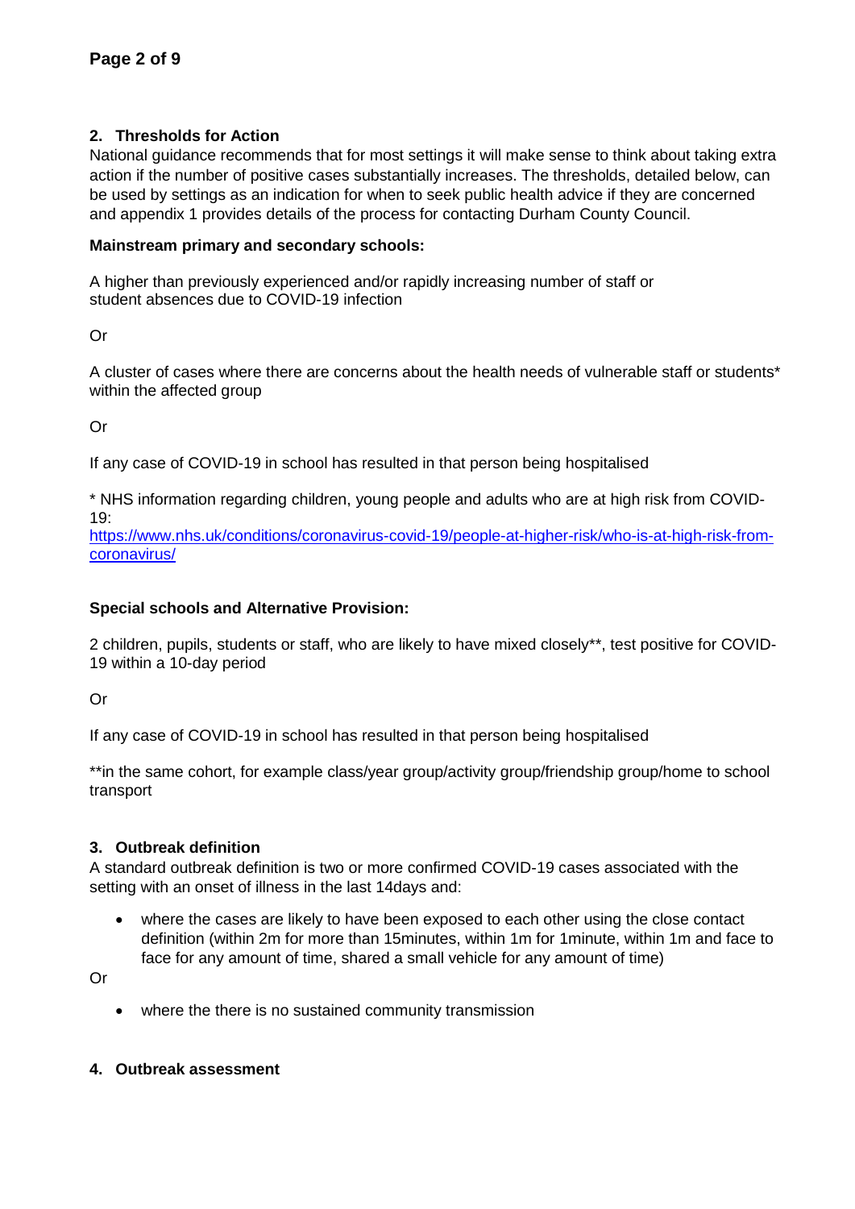## 2. Thresholds for Action

National guidance recommends that for most settings it will make sense to think about taking extra action if the number of positive cases substantially increases. The thresholds, detailed below, can be used by settings as an indication for when to seek public health advice if they are concerned and appendix 1 provides details of the process for contacting Durham County Council.

**Mainstream primary and secondary schools:**

A higher than previously experienced and/or rapidly increasing number of staff or student absences due to COVID-19 infection

Or

A cluster of cases where there are concerns about the health needs of vulnerable staff or students* within the affected group

Or

If any case of COVID-19 in school has resulted in that person being hospitalised

* NHS information regarding children, young people and adults who are at high risk from COVID-19: [https://www.nhs.uk/conditions/coronavirus-covid-19/people-at-higher-risk/who-is-at-high-risk-from-coronavirus/](https://www.nhs.uk/conditions/coronavirus-covid-19/people-at-higher-risk/who-is-at-high-risk-from-coronavirus/)

**Special schools and Alternative Provision:**

2 children, pupils, students or staff, who are likely to have mixed closely**, test positive for COVID-19 within a 10-day period

Or

If any case of COVID-19 in school has resulted in that person being hospitalised

**in the same cohort, for example class/year group/activity group/friendship group/home to school transport

## 3. Outbreak definition

A standard outbreak definition is two or more confirmed COVID-19 cases associated with the setting with an onset of illness in the last 14days and:

- where the cases are likely to have been exposed to each other using the close contact definition (within 2m for more than 15minutes, within 1m for 1minute, within 1m and face to face for any amount of time, shared a small vehicle for any amount of time)

Or

- where the there is no sustained community transmission

## 4. Outbreak assessment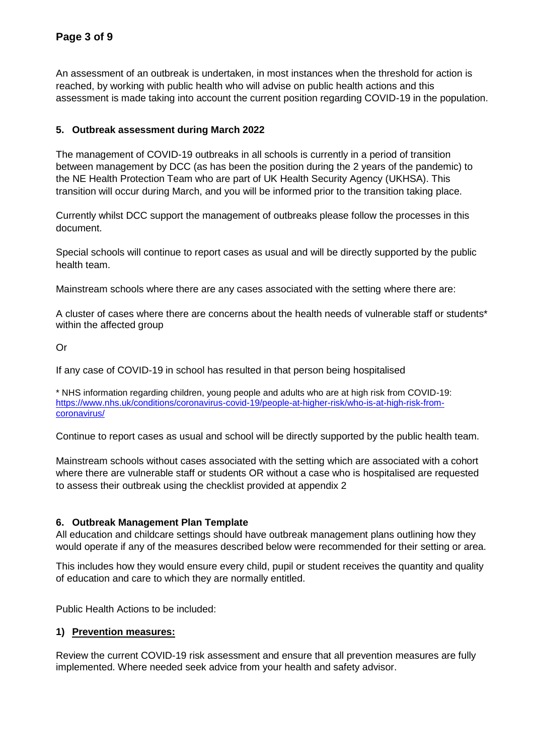An assessment of an outbreak is undertaken, in most instances when the threshold for action is reached, by working with public health who will advise on public health actions and this assessment is made taking into account the current position regarding COVID-19 in the population.

## 5. Outbreak assessment during March 2022

The management of COVID-19 outbreaks in all schools is currently in a period of transition between management by DCC (as has been the position during the 2 years of the pandemic) to the NE Health Protection Team who are part of UK Health Security Agency (UKHSA). This transition will occur during March, and you will be informed prior to the transition taking place.

Currently whilst DCC support the management of outbreaks please follow the processes in this document.

Special schools will continue to report cases as usual and will be directly supported by the public health team.

Mainstream schools where there are any cases associated with the setting where there are:

A cluster of cases where there are concerns about the health needs of vulnerable staff or students* within the affected group

Or

If any case of COVID-19 in school has resulted in that person being hospitalised

* NHS information regarding children, young people and adults who are at high risk from COVID-19: [https://www.nhs.uk/conditions/coronavirus-covid-19/people-at-higher-risk/who-is-at-high-risk-from-coronavirus/](https://www.nhs.uk/conditions/coronavirus-covid-19/people-at-higher-risk/who-is-at-high-risk-from-coronavirus/)

Continue to report cases as usual and school will be directly supported by the public health team.

Mainstream schools without cases associated with the setting which are associated with a cohort where there are vulnerable staff or students OR without a case who is hospitalised are requested to assess their outbreak using the checklist provided at appendix 2

## 6. Outbreak Management Plan Template

All education and childcare settings should have outbreak management plans outlining how they would operate if any of the measures described below were recommended for their setting or area.

This includes how they would ensure every child, pupil or student receives the quantity and quality of education and care to which they are normally entitled.

Public Health Actions to be included:

### 1) Prevention measures:

Review the current COVID-19 risk assessment and ensure that all prevention measures are fully implemented. Where needed seek advice from your health and safety advisor.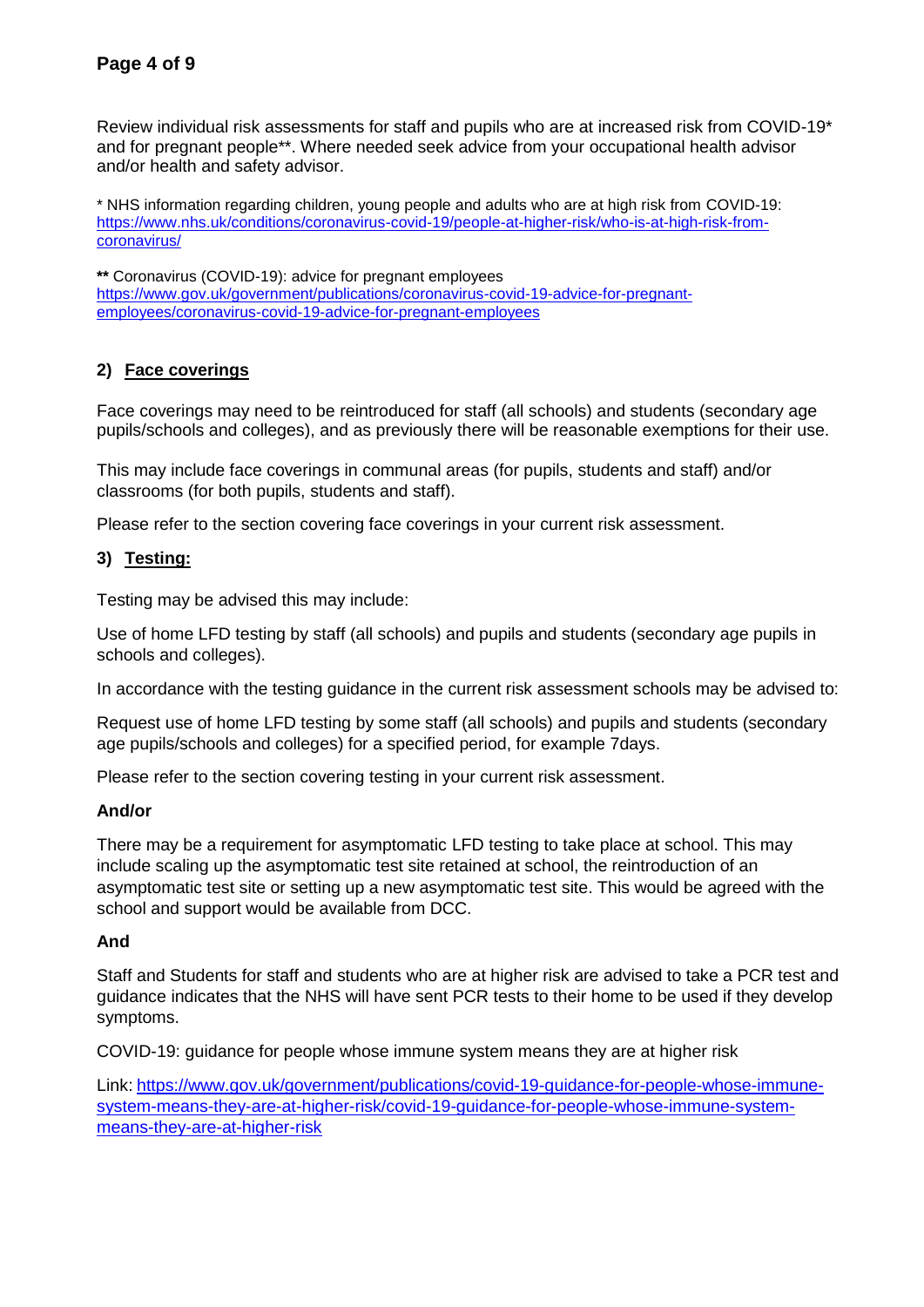Review individual risk assessments for staff and pupils who are at increased risk from COVID-19* and for pregnant people**. Where needed seek advice from your occupational health advisor and/or health and safety advisor.

* NHS information regarding children, young people and adults who are at high risk from COVID-19: https://www.nhs.uk/conditions/coronavirus-covid-19/people-at-higher-risk/who-is-at-high-risk-from-coronavirus/

** Coronavirus (COVID-19): advice for pregnant employees https://www.gov.uk/government/publications/coronavirus-covid-19-advice-for-pregnant-employees/coronavirus-covid-19-advice-for-pregnant-employees

## 2) Face coverings

Face coverings may need to be reintroduced for staff (all schools) and students (secondary age pupils/schools and colleges), and as previously there will be reasonable exemptions for their use.

This may include face coverings in communal areas (for pupils, students and staff) and/or classrooms (for both pupils, students and staff).

Please refer to the section covering face coverings in your current risk assessment.

## 3) Testing:

Testing may be advised this may include:

Use of home LFD testing by staff (all schools) and pupils and students (secondary age pupils in schools and colleges).

In accordance with the testing guidance in the current risk assessment schools may be advised to:

Request use of home LFD testing by some staff (all schools) and pupils and students (secondary age pupils/schools and colleges) for a specified period, for example 7days.

Please refer to the section covering testing in your current risk assessment.

**And/or**

There may be a requirement for asymptomatic LFD testing to take place at school. This may include scaling up the asymptomatic test site retained at school, the reintroduction of an asymptomatic test site or setting up a new asymptomatic test site. This would be agreed with the school and support would be available from DCC.

**And**

Staff and Students for staff and students who are at higher risk are advised to take a PCR test and guidance indicates that the NHS will have sent PCR tests to their home to be used if they develop symptoms.

COVID-19: guidance for people whose immune system means they are at higher risk

Link: https://www.gov.uk/government/publications/covid-19-guidance-for-people-whose-immune-system-means-they-are-at-higher-risk/covid-19-guidance-for-people-whose-immune-system-means-they-are-at-higher-risk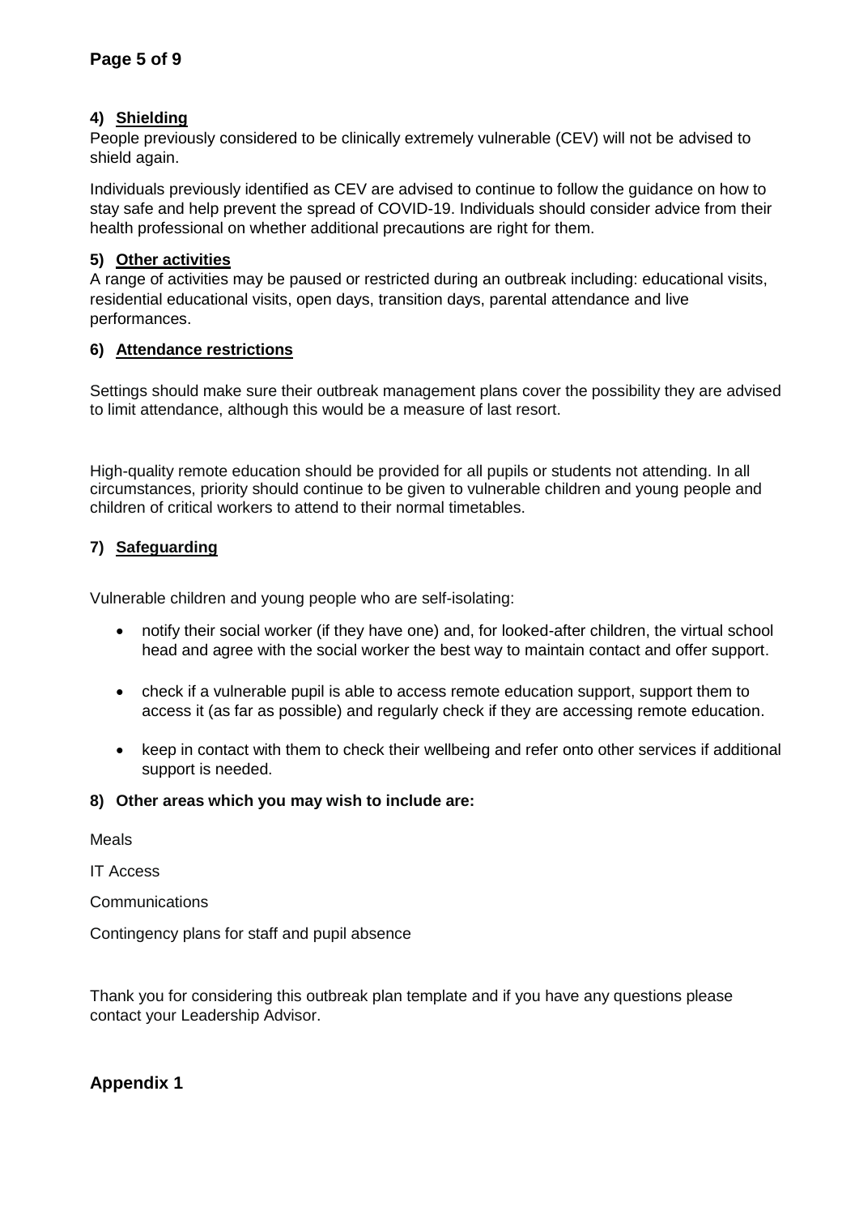#### 4) Shielding

People previously considered to be clinically extremely vulnerable (CEV) will not be advised to shield again.

Individuals previously identified as CEV are advised to continue to follow the guidance on how to stay safe and help prevent the spread of COVID-19. Individuals should consider advice from their health professional on whether additional precautions are right for them.

#### 5) Other activities

A range of activities may be paused or restricted during an outbreak including: educational visits, residential educational visits, open days, transition days, parental attendance and live performances.

#### 6) Attendance restrictions

Settings should make sure their outbreak management plans cover the possibility they are advised to limit attendance, although this would be a measure of last resort.

High-quality remote education should be provided for all pupils or students not attending. In all circumstances, priority should continue to be given to vulnerable children and young people and children of critical workers to attend to their normal timetables.

#### 7) Safeguarding

Vulnerable children and young people who are self-isolating:

- notify their social worker (if they have one) and, for looked-after children, the virtual school head and agree with the social worker the best way to maintain contact and offer support.
- check if a vulnerable pupil is able to access remote education support, support them to access it (as far as possible) and regularly check if they are accessing remote education.
- keep in contact with them to check their wellbeing and refer onto other services if additional support is needed.

#### 8) Other areas which you may wish to include are:

Meals

IT Access

Communications

Contingency plans for staff and pupil absence

Thank you for considering this outbreak plan template and if you have any questions please contact your Leadership Advisor.

## Appendix 1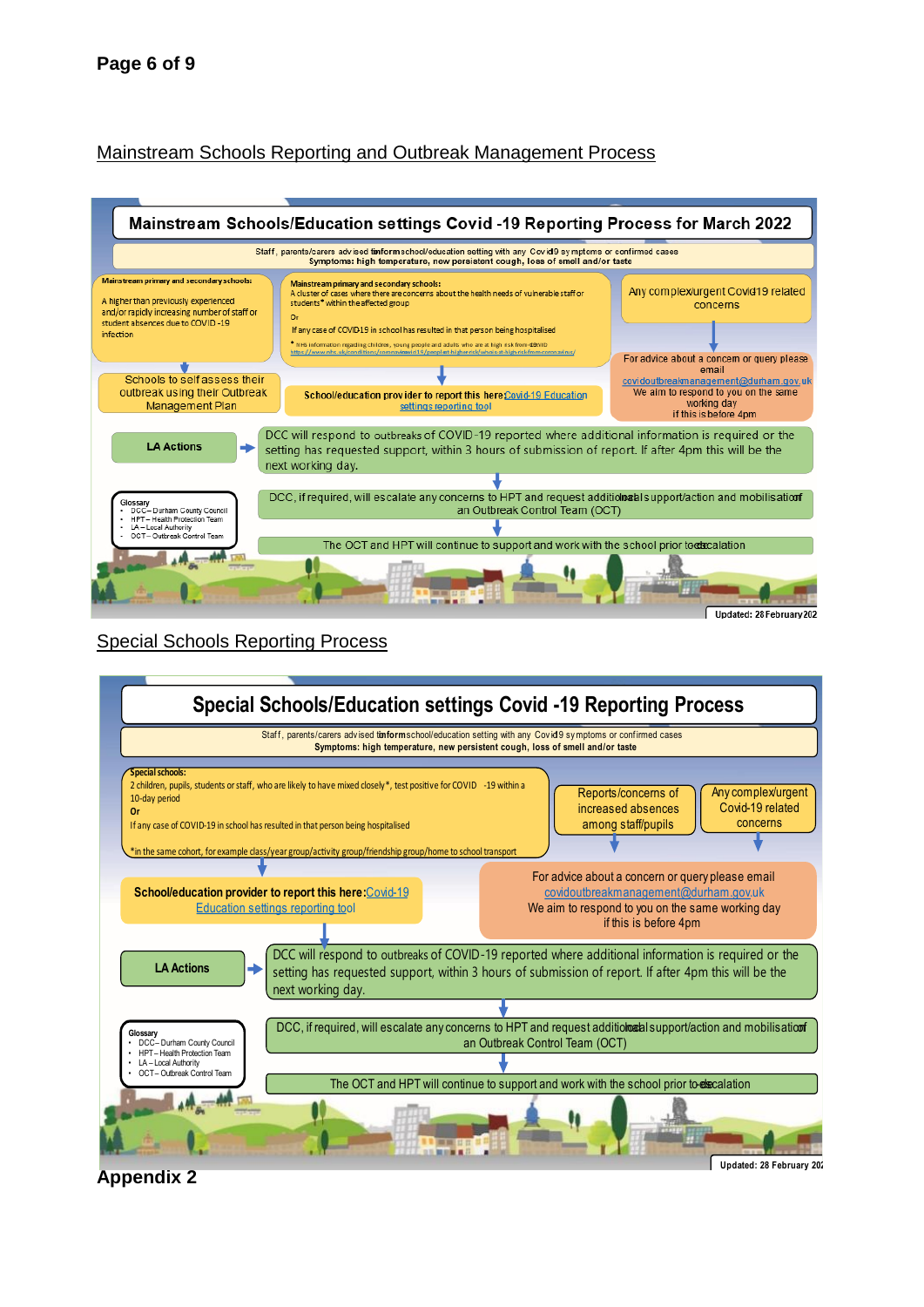## Mainstream Schools Reporting and Outbreak Management Process

### Mainstream Schools/Education settings Covid -19 Reporting Process for March 2022

Staff, parents/carers advised to inform school/education setting with any Covid-19 symptoms or confirmed cases
**Symptoms: high temperature, new persistent cough, loss of smell and/or taste**

**Mainstream primary and secondary schools:**
A higher than previously experienced and/or rapidly increasing number of staff or student absences due to COVID-19 infection

Schools to self assess their outbreak using their Outbreak Management Plan

**Mainstream primary and secondary schools:**
A cluster of cases where there are concerns about the health needs of vulnerable staff or students* within the affected group
Or
If any case of COVID-19 in school has resulted in that person being hospitalised

* this information regarding children, young people and adults who are at high risk from COVID https://www.nhs.uk/conditions/coronavirus-covid-19/people-at-higher-risk/who-is-at-high-risk-from-coronavirus/

**School/education provider to report this here:** Covid-19 Education settings reporting tool

Any complex/urgent Covid-19 related concerns

For advice about a concern or query please email covidoutbreakmanagement@durham.gov.uk
We aim to respond to you on the same working day if this is before 4pm

**LA Actions**

DCC will respond to outbreaks of COVID-19 reported where additional information is required or the setting has requested support, within 3 hours of submission of report. If after 4pm this will be the next working day.

DCC, if required, will escalate any concerns to HPT and request additional local support/action and mobilisation of an Outbreak Control Team (OCT)

The OCT and HPT will continue to support and work with the school prior to de-escalation

**Glossary**
- DCC – Durham County Council
- HPT – Health Protection Team
- LA – Local Authority
- OCT – Outbreak Control Team

Updated: 28 February 202

## Special Schools Reporting Process

### Special Schools/Education settings Covid -19 Reporting Process

Staff, parents/carers advised to inform school/education setting with any Covid-19 symptoms or confirmed cases
**Symptoms: high temperature, new persistent cough, loss of smell and/or taste**

**Special schools:**
2 children, pupils, students or staff, who are likely to have mixed closely*, test positive for COVID -19 within a 10-day period
**Or**
If any case of COVID-19 in school has resulted in that person being hospitalised

*in the same cohort, for example class/year group/activity group/friendship group/home to school transport

**School/education provider to report this here:** Covid-19 Education settings reporting tool

Reports/concerns of increased absences among staff/pupils

Any complex/urgent Covid-19 related concerns

For advice about a concern or query please email covidoutbreakmanagement@durham.gov.uk
We aim to respond to you on the same working day if this is before 4pm

**LA Actions**

DCC will respond to outbreaks of COVID-19 reported where additional information is required or the setting has requested support, within 3 hours of submission of report. If after 4pm this will be the next working day.

DCC, if required, will escalate any concerns to HPT and request additional local support/action and mobilisation of an Outbreak Control Team (OCT)

The OCT and HPT will continue to support and work with the school prior to de-escalation

**Glossary**
- DCC – Durham County Council
- HPT – Health Protection Team
- LA – Local Authority
- OCT – Outbreak Control Team

Updated: 28 February 202

## Appendix 2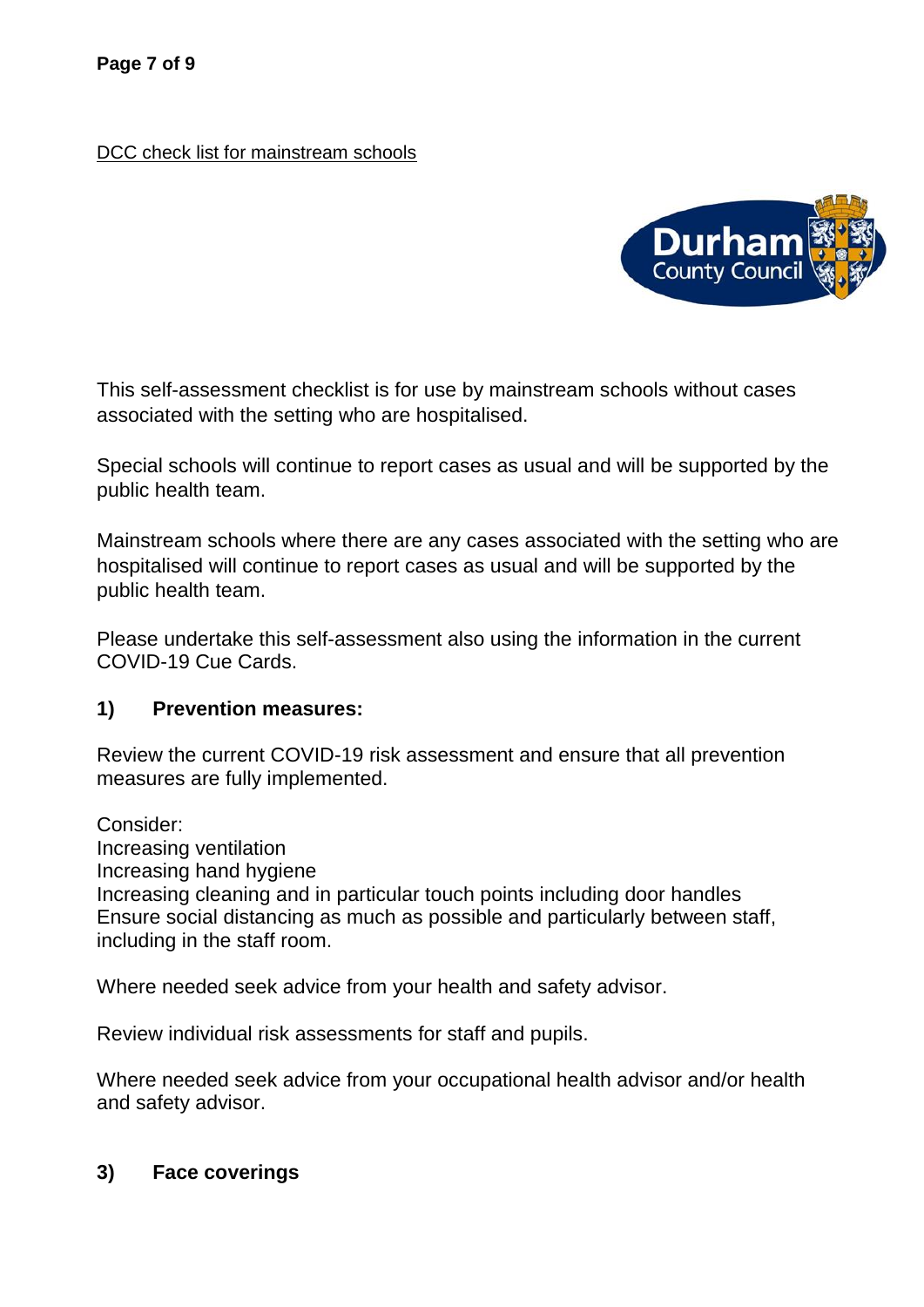DCC check list for mainstream schools

This self-assessment checklist is for use by mainstream schools without cases associated with the setting who are hospitalised.

Special schools will continue to report cases as usual and will be supported by the public health team.

Mainstream schools where there are any cases associated with the setting who are hospitalised will continue to report cases as usual and will be supported by the public health team.

Please undertake this self-assessment also using the information in the current COVID-19 Cue Cards.

## 1) Prevention measures:

Review the current COVID-19 risk assessment and ensure that all prevention measures are fully implemented.

Consider:
Increasing ventilation
Increasing hand hygiene
Increasing cleaning and in particular touch points including door handles
Ensure social distancing as much as possible and particularly between staff, including in the staff room.

Where needed seek advice from your health and safety advisor.

Review individual risk assessments for staff and pupils.

Where needed seek advice from your occupational health advisor and/or health and safety advisor.

## 3) Face coverings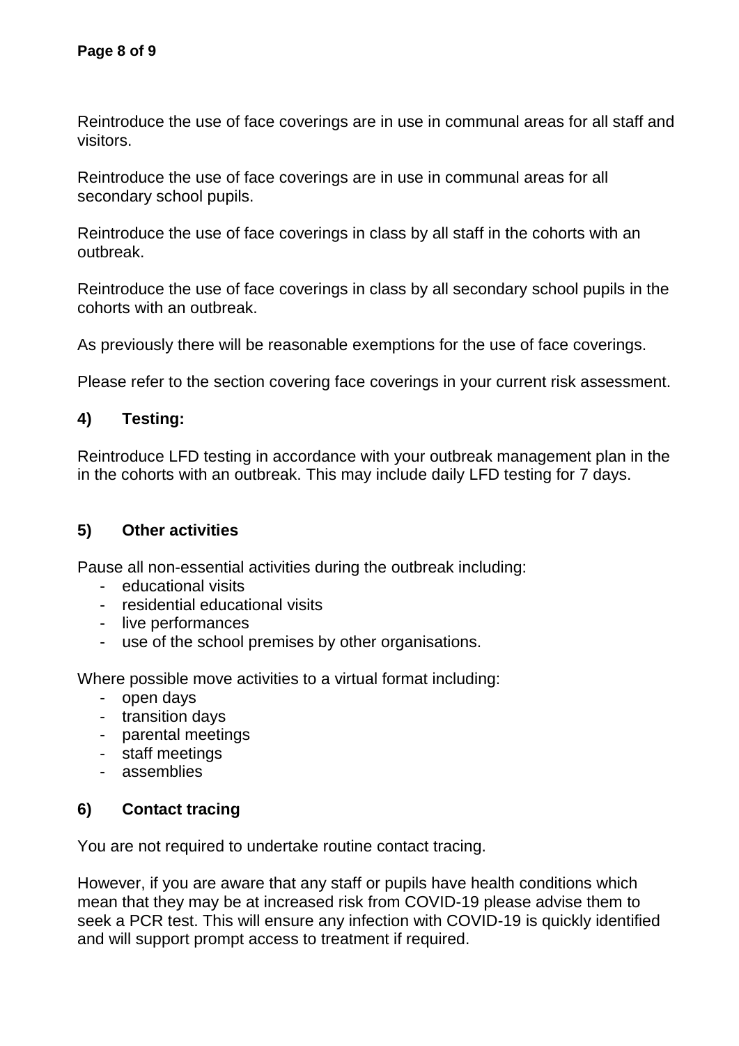Reintroduce the use of face coverings are in use in communal areas for all staff and visitors.

Reintroduce the use of face coverings are in use in communal areas for all secondary school pupils.

Reintroduce the use of face coverings in class by all staff in the cohorts with an outbreak.

Reintroduce the use of face coverings in class by all secondary school pupils in the cohorts with an outbreak.

As previously there will be reasonable exemptions for the use of face coverings.

Please refer to the section covering face coverings in your current risk assessment.

## 4) Testing:

Reintroduce LFD testing in accordance with your outbreak management plan in the in the cohorts with an outbreak. This may include daily LFD testing for 7 days.

## 5) Other activities

Pause all non-essential activities during the outbreak including:

- educational visits
- residential educational visits
- live performances
- use of the school premises by other organisations.

Where possible move activities to a virtual format including:

- open days
- transition days
- parental meetings
- staff meetings
- assemblies

## 6) Contact tracing

You are not required to undertake routine contact tracing.

However, if you are aware that any staff or pupils have health conditions which mean that they may be at increased risk from COVID-19 please advise them to seek a PCR test. This will ensure any infection with COVID-19 is quickly identified and will support prompt access to treatment if required.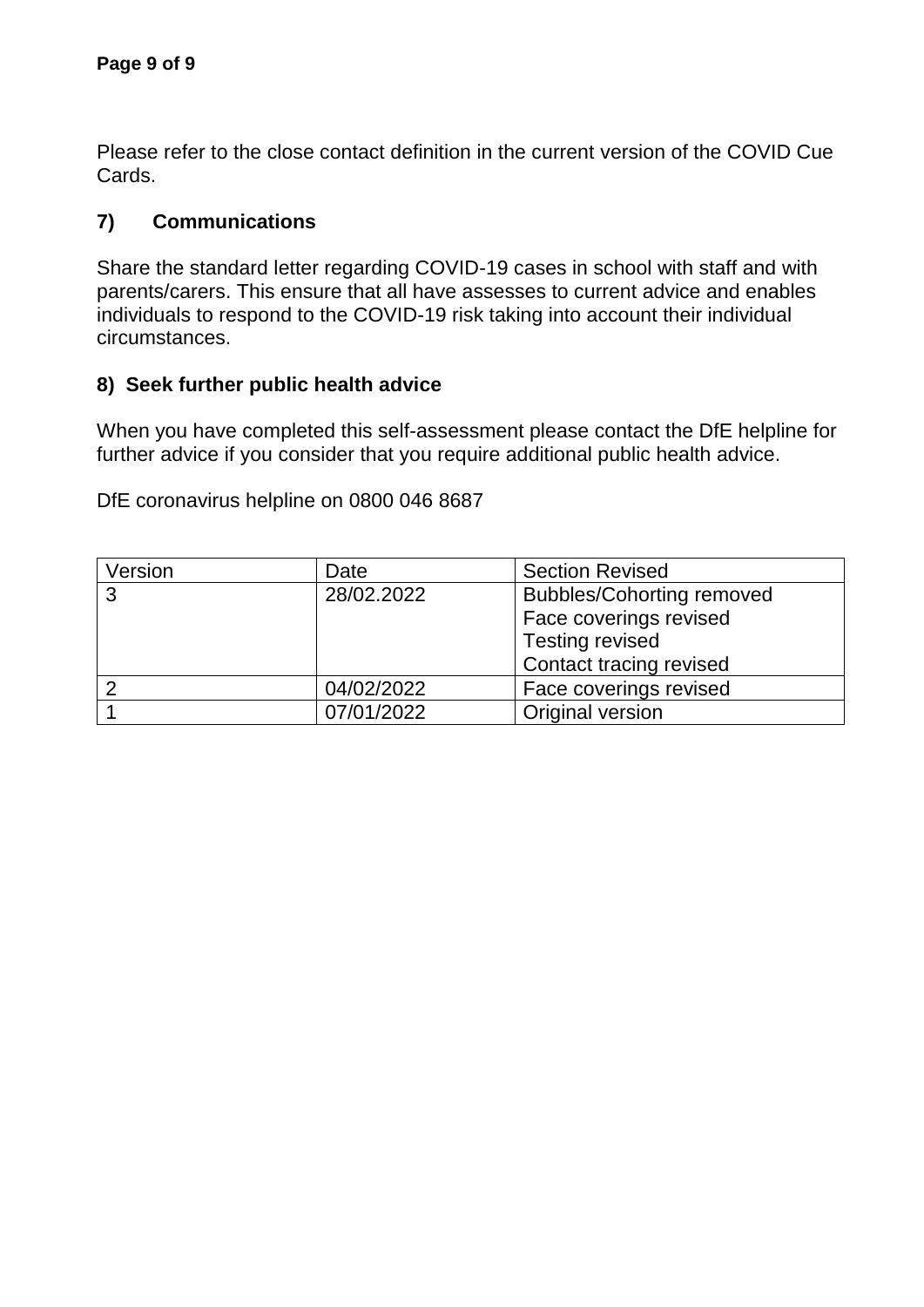Please refer to the close contact definition in the current version of the COVID Cue Cards.

## 7) Communications

Share the standard letter regarding COVID-19 cases in school with staff and with parents/carers. This ensure that all have assesses to current advice and enables individuals to respond to the COVID-19 risk taking into account their individual circumstances.

## 8) Seek further public health advice

When you have completed this self-assessment please contact the DfE helpline for further advice if you consider that you require additional public health advice.

DfE coronavirus helpline on 0800 046 8687

| Version | Date | Section Revised |
|---|---|---|
| 3 | 28/02.2022 | Bubbles/Cohorting removed<br>Face coverings revised<br>Testing revised<br>Contact tracing revised |
| 2 | 04/02/2022 | Face coverings revised |
| 1 | 07/01/2022 | Original version |